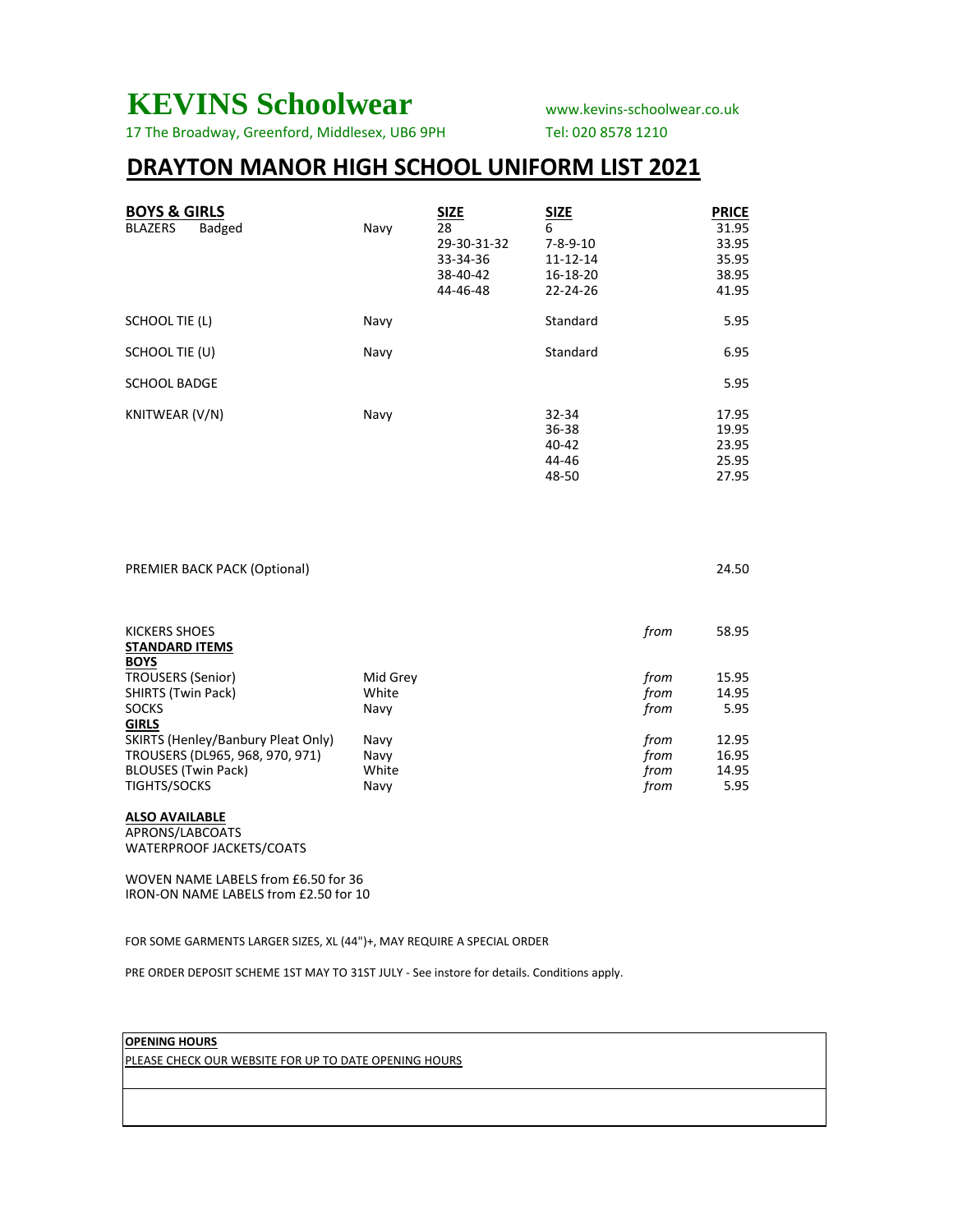# KEVINS Schoolwear

17 The Broadway, Greenford, Middlesex, UB6 9PH

www.kevins-schoolwear.co.uk

Tel: 020 8578 1210

## DRAYTON MANOR HIGH SCHOOL UNIFORM LIST 2021

| **BOYS & GIRLS** | | **SIZE** | **SIZE** | | **PRICE** |
|---|---|---|---|---|---|
| BLAZERS Badged | Navy | 28 | 6 | | 31.95 |
| | | 29-30-31-32 | 7-8-9-10 | | 33.95 |
| | | 33-34-36 | 11-12-14 | | 35.95 |
| | | 38-40-42 | 16-18-20 | | 38.95 |
| | | 44-46-48 | 22-24-26 | | 41.95 |
| SCHOOL TIE (L) | Navy | | Standard | | 5.95 |
| SCHOOL TIE (U) | Navy | | Standard | | 6.95 |
| SCHOOL BADGE | | | | | 5.95 |
| KNITWEAR (V/N) | Navy | | 32-34 | | 17.95 |
| | | | 36-38 | | 19.95 |
| | | | 40-42 | | 23.95 |
| | | | 44-46 | | 25.95 |
| | | | 48-50 | | 27.95 |
| PREMIER BACK PACK (Optional) | | | | | 24.50 |
| KICKERS SHOES | | | | *from* | 58.95 |
| **STANDARD ITEMS** | | | | | |
| **BOYS** | | | | | |
| TROUSERS (Senior) | Mid Grey | | | *from* | 15.95 |
| SHIRTS (Twin Pack) | White | | | *from* | 14.95 |
| SOCKS | Navy | | | *from* | 5.95 |
| **GIRLS** | | | | | |
| SKIRTS (Henley/Banbury Pleat Only) | Navy | | | *from* | 12.95 |
| TROUSERS (DL965, 968, 970, 971) | Navy | | | *from* | 16.95 |
| BLOUSES (Twin Pack) | White | | | *from* | 14.95 |
| TIGHTS/SOCKS | Navy | | | *from* | 5.95 |

**ALSO AVAILABLE**

APRONS/LABCOATS

WATERPROOF JACKETS/COATS

WOVEN NAME LABELS from £6.50 for 36

IRON-ON NAME LABELS from £2.50 for 10

FOR SOME GARMENTS LARGER SIZES, XL (44")+, MAY REQUIRE A SPECIAL ORDER

PRE ORDER DEPOSIT SCHEME 1ST MAY TO 31ST JULY - See instore for details. Conditions apply.

**OPENING HOURS**

PLEASE CHECK OUR WEBSITE FOR UP TO DATE OPENING HOURS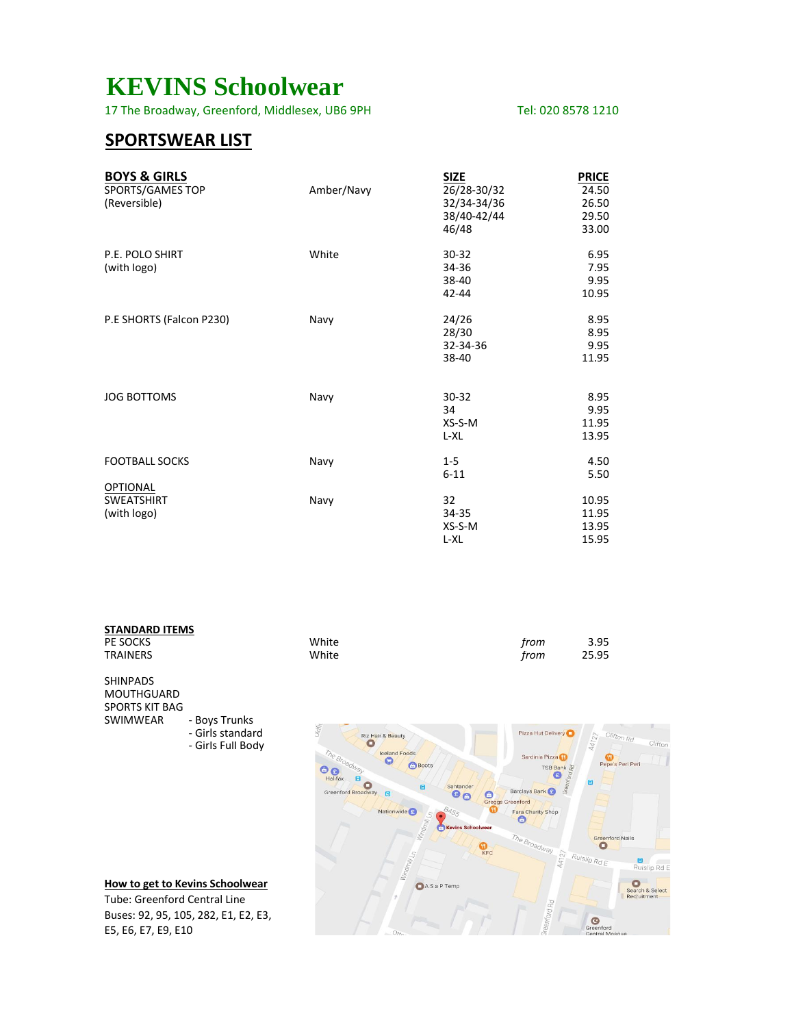# KEVINS Schoolwear

17 The Broadway, Greenford, Middlesex, UB6 9PH    Tel: 020 8578 1210

## SPORTSWEAR LIST

| BOYS & GIRLS | | SIZE | PRICE |
|---|---|---|---|
| SPORTS/GAMES TOP (Reversible) | Amber/Navy | 26/28-30/32 | 24.50 |
| | | 32/34-34/36 | 26.50 |
| | | 38/40-42/44 | 29.50 |
| | | 46/48 | 33.00 |
| P.E. POLO SHIRT (with logo) | White | 30-32 | 6.95 |
| | | 34-36 | 7.95 |
| | | 38-40 | 9.95 |
| | | 42-44 | 10.95 |
| P.E SHORTS (Falcon P230) | Navy | 24/26 | 8.95 |
| | | 28/30 | 8.95 |
| | | 32-34-36 | 9.95 |
| | | 38-40 | 11.95 |
| JOG BOTTOMS | Navy | 30-32 | 8.95 |
| | | 34 | 9.95 |
| | | XS-S-M | 11.95 |
| | | L-XL | 13.95 |
| FOOTBALL SOCKS | Navy | 1-5 | 4.50 |
| | | 6-11 | 5.50 |
| OPTIONAL SWEATSHIRT (with logo) | Navy | 32 | 10.95 |
| | | 34-35 | 11.95 |
| | | XS-S-M | 13.95 |
| | | L-XL | 15.95 |

**STANDARD ITEMS**

| | | | |
|---|---|---|---|
| PE SOCKS | White | *from* | 3.95 |
| TRAINERS | White | *from* | 25.95 |

SHINPADS
MOUTHGUARD
SPORTS KIT BAG
SWIMWEAR
- Boys Trunks
- Girls standard
- Girls Full Body

**How to get to Kevins Schoolwear**

Tube: Greenford Central Line

Buses: 92, 95, 105, 282, E1, E2, E3, E5, E6, E7, E9, E10